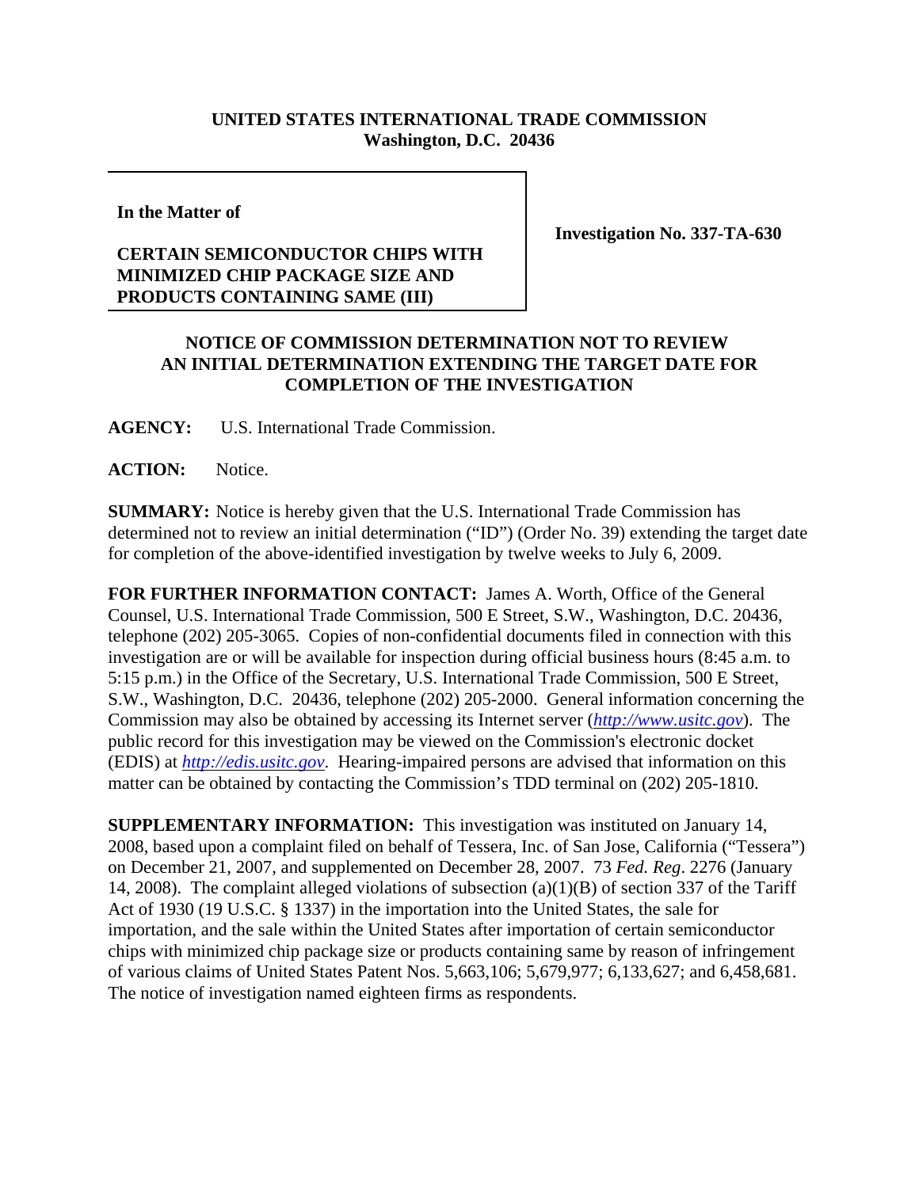**UNITED STATES INTERNATIONAL TRADE COMMISSION**
**Washington, D.C. 20436**

**In the Matter of**

**CERTAIN SEMICONDUCTOR CHIPS WITH MINIMIZED CHIP PACKAGE SIZE AND PRODUCTS CONTAINING SAME (III)**

**Investigation No. 337-TA-630**

**NOTICE OF COMMISSION DETERMINATION NOT TO REVIEW AN INITIAL DETERMINATION EXTENDING THE TARGET DATE FOR COMPLETION OF THE INVESTIGATION**

**AGENCY:** U.S. International Trade Commission.

**ACTION:** Notice.

**SUMMARY:** Notice is hereby given that the U.S. International Trade Commission has determined not to review an initial determination ("ID") (Order No. 39) extending the target date for completion of the above-identified investigation by twelve weeks to July 6, 2009.

**FOR FURTHER INFORMATION CONTACT:** James A. Worth, Office of the General Counsel, U.S. International Trade Commission, 500 E Street, S.W., Washington, D.C. 20436, telephone (202) 205-3065. Copies of non-confidential documents filed in connection with this investigation are or will be available for inspection during official business hours (8:45 a.m. to 5:15 p.m.) in the Office of the Secretary, U.S. International Trade Commission, 500 E Street, S.W., Washington, D.C. 20436, telephone (202) 205-2000. General information concerning the Commission may also be obtained by accessing its Internet server (*http://www.usitc.gov*). The public record for this investigation may be viewed on the Commission's electronic docket (EDIS) at *http://edis.usitc.gov*. Hearing-impaired persons are advised that information on this matter can be obtained by contacting the Commission's TDD terminal on (202) 205-1810.

**SUPPLEMENTARY INFORMATION:** This investigation was instituted on January 14, 2008, based upon a complaint filed on behalf of Tessera, Inc. of San Jose, California ("Tessera") on December 21, 2007, and supplemented on December 28, 2007. 73 *Fed. Reg*. 2276 (January 14, 2008). The complaint alleged violations of subsection (a)(1)(B) of section 337 of the Tariff Act of 1930 (19 U.S.C. § 1337) in the importation into the United States, the sale for importation, and the sale within the United States after importation of certain semiconductor chips with minimized chip package size or products containing same by reason of infringement of various claims of United States Patent Nos. 5,663,106; 5,679,977; 6,133,627; and 6,458,681. The notice of investigation named eighteen firms as respondents.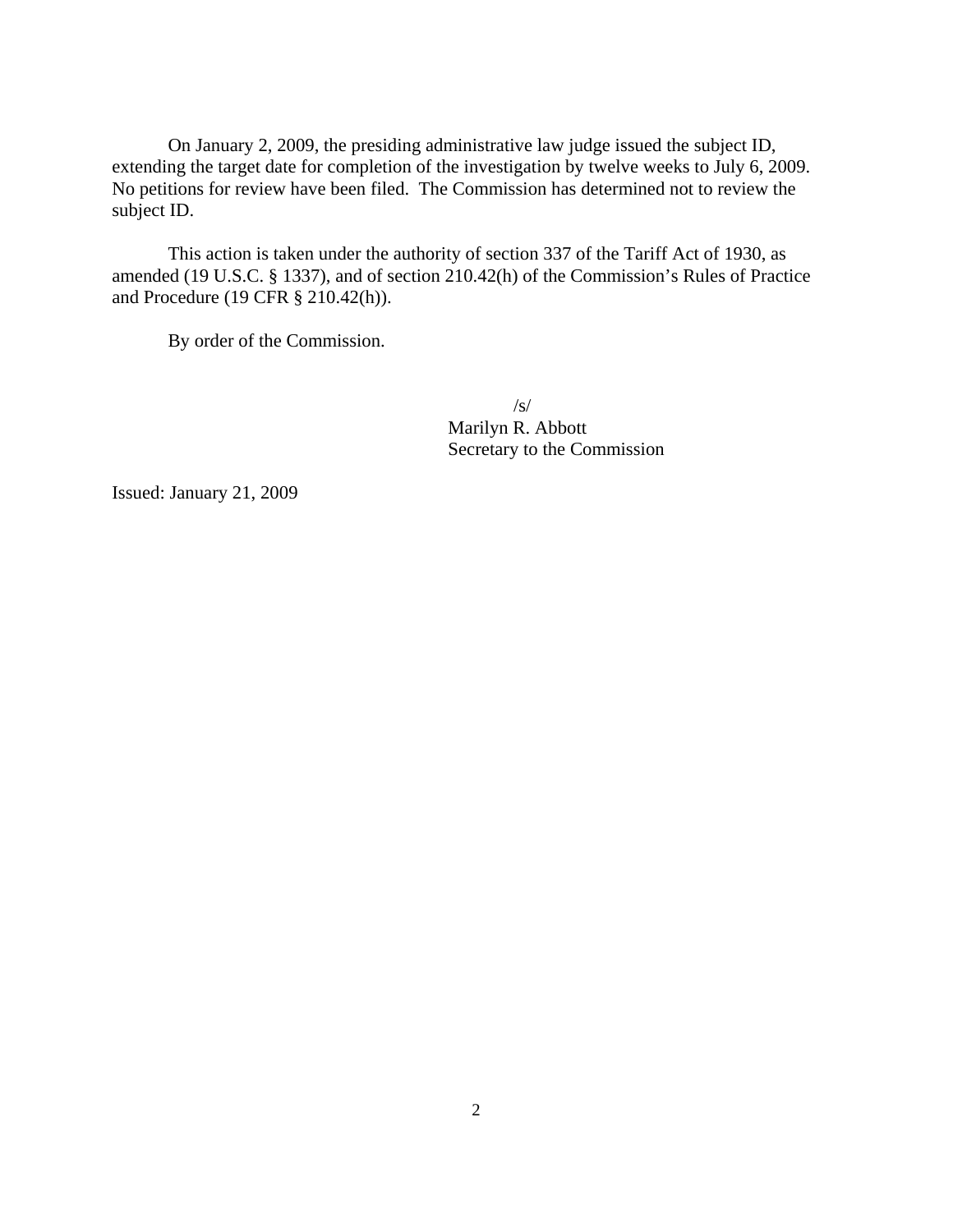On January 2, 2009, the presiding administrative law judge issued the subject ID, extending the target date for completion of the investigation by twelve weeks to July 6, 2009. No petitions for review have been filed. The Commission has determined not to review the subject ID.

This action is taken under the authority of section 337 of the Tariff Act of 1930, as amended (19 U.S.C. § 1337), and of section 210.42(h) of the Commission's Rules of Practice and Procedure (19 CFR § 210.42(h)).

By order of the Commission.

/s/
Marilyn R. Abbott
Secretary to the Commission

Issued: January 21, 2009